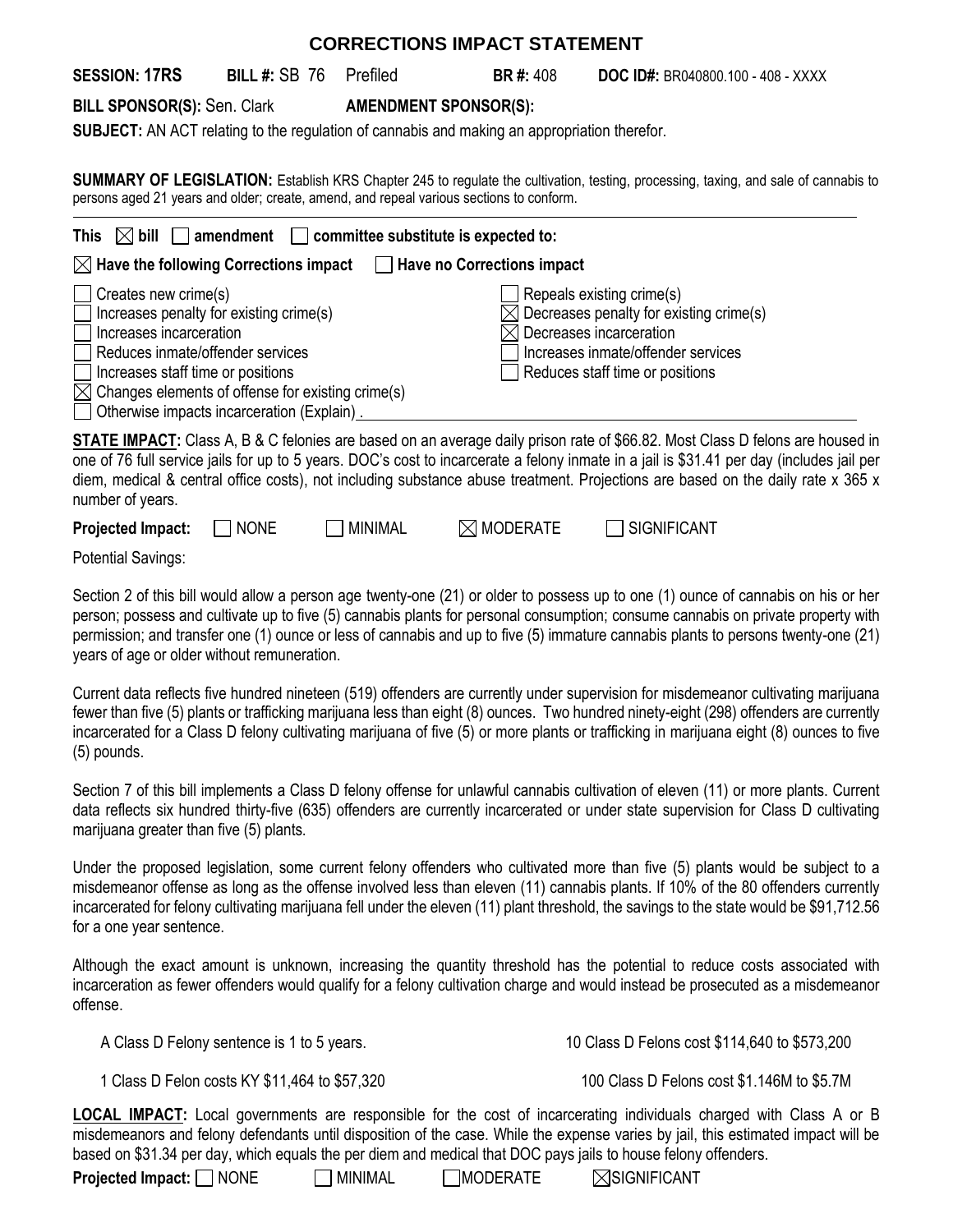# CORRECTIONS IMPACT STATEMENT

**SESSION: 17RS** **BILL #:** SB 76 Prefiled **BR #:** 408 **DOC ID#:** BR040800.100 - 408 - XXXX

**BILL SPONSOR(S):** Sen. Clark **AMENDMENT SPONSOR(S):**

**SUBJECT:** AN ACT relating to the regulation of cannabis and making an appropriation therefor.

**SUMMARY OF LEGISLATION:** Establish KRS Chapter 245 to regulate the cultivation, testing, processing, taxing, and sale of cannabis to persons aged 21 years and older; create, amend, and repeal various sections to conform.

**This** ☒ **bill** ☐ **amendment** ☐ **committee substitute is expected to:**

☒ **Have the following Corrections impact** ☐ **Have no Corrections impact**

- ☐ Creates new crime(s)
- ☐ Increases penalty for existing crime(s)
- ☐ Increases incarceration
- ☐ Reduces inmate/offender services
- ☐ Increases staff time or positions
- ☒ Changes elements of offense for existing crime(s)
- ☐ Otherwise impacts incarceration (Explain) .
- ☐ Repeals existing crime(s)
- ☒ Decreases penalty for existing crime(s)
- ☒ Decreases incarceration
- ☐ Increases inmate/offender services
- ☐ Reduces staff time or positions

**STATE IMPACT:** Class A, B & C felonies are based on an average daily prison rate of $66.82. Most Class D felons are housed in one of 76 full service jails for up to 5 years. DOC's cost to incarcerate a felony inmate in a jail is $31.41 per day (includes jail per diem, medical & central office costs), not including substance abuse treatment. Projections are based on the daily rate x 365 x number of years.

**Projected Impact:** ☐ NONE ☐ MINIMAL ☒ MODERATE ☐ SIGNIFICANT

Potential Savings:

Section 2 of this bill would allow a person age twenty-one (21) or older to possess up to one (1) ounce of cannabis on his or her person; possess and cultivate up to five (5) cannabis plants for personal consumption; consume cannabis on private property with permission; and transfer one (1) ounce or less of cannabis and up to five (5) immature cannabis plants to persons twenty-one (21) years of age or older without remuneration.

Current data reflects five hundred nineteen (519) offenders are currently under supervision for misdemeanor cultivating marijuana fewer than five (5) plants or trafficking marijuana less than eight (8) ounces. Two hundred ninety-eight (298) offenders are currently incarcerated for a Class D felony cultivating marijuana of five (5) or more plants or trafficking in marijuana eight (8) ounces to five (5) pounds.

Section 7 of this bill implements a Class D felony offense for unlawful cannabis cultivation of eleven (11) or more plants. Current data reflects six hundred thirty-five (635) offenders are currently incarcerated or under state supervision for Class D cultivating marijuana greater than five (5) plants.

Under the proposed legislation, some current felony offenders who cultivated more than five (5) plants would be subject to a misdemeanor offense as long as the offense involved less than eleven (11) cannabis plants. If 10% of the 80 offenders currently incarcerated for felony cultivating marijuana fell under the eleven (11) plant threshold, the savings to the state would be $91,712.56 for a one year sentence.

Although the exact amount is unknown, increasing the quantity threshold has the potential to reduce costs associated with incarceration as fewer offenders would qualify for a felony cultivation charge and would instead be prosecuted as a misdemeanor offense.

A Class D Felony sentence is 1 to 5 years. 10 Class D Felons cost $114,640 to $573,200

1 Class D Felon costs KY $11,464 to $57,320 100 Class D Felons cost $1.146M to $5.7M

**LOCAL IMPACT:** Local governments are responsible for the cost of incarcerating individuals charged with Class A or B misdemeanors and felony defendants until disposition of the case. While the expense varies by jail, this estimated impact will be based on $31.34 per day, which equals the per diem and medical that DOC pays jails to house felony offenders.

**Projected Impact:** ☐ NONE ☐ MINIMAL ☐ MODERATE ☒ SIGNIFICANT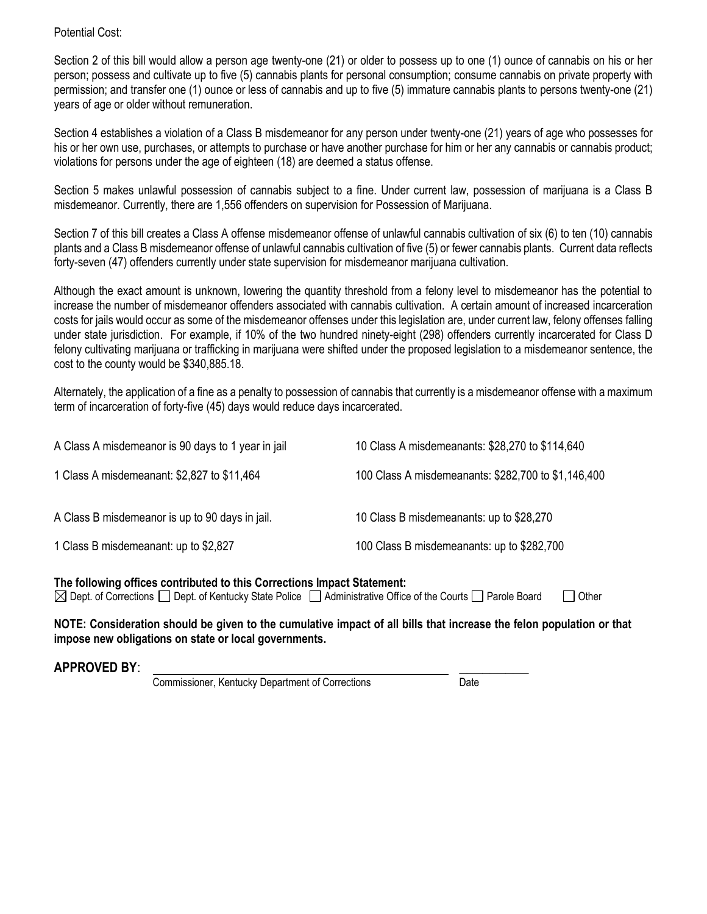Potential Cost:

Section 2 of this bill would allow a person age twenty-one (21) or older to possess up to one (1) ounce of cannabis on his or her person; possess and cultivate up to five (5) cannabis plants for personal consumption; consume cannabis on private property with permission; and transfer one (1) ounce or less of cannabis and up to five (5) immature cannabis plants to persons twenty-one (21) years of age or older without remuneration.

Section 4 establishes a violation of a Class B misdemeanor for any person under twenty-one (21) years of age who possesses for his or her own use, purchases, or attempts to purchase or have another purchase for him or her any cannabis or cannabis product; violations for persons under the age of eighteen (18) are deemed a status offense.

Section 5 makes unlawful possession of cannabis subject to a fine. Under current law, possession of marijuana is a Class B misdemeanor. Currently, there are 1,556 offenders on supervision for Possession of Marijuana.

Section 7 of this bill creates a Class A offense misdemeanor offense of unlawful cannabis cultivation of six (6) to ten (10) cannabis plants and a Class B misdemeanor offense of unlawful cannabis cultivation of five (5) or fewer cannabis plants. Current data reflects forty-seven (47) offenders currently under state supervision for misdemeanor marijuana cultivation.

Although the exact amount is unknown, lowering the quantity threshold from a felony level to misdemeanor has the potential to increase the number of misdemeanor offenders associated with cannabis cultivation. A certain amount of increased incarceration costs for jails would occur as some of the misdemeanor offenses under this legislation are, under current law, felony offenses falling under state jurisdiction. For example, if 10% of the two hundred ninety-eight (298) offenders currently incarcerated for Class D felony cultivating marijuana or trafficking in marijuana were shifted under the proposed legislation to a misdemeanor sentence, the cost to the county would be $340,885.18.

Alternately, the application of a fine as a penalty to possession of cannabis that currently is a misdemeanor offense with a maximum term of incarceration of forty-five (45) days would reduce days incarcerated.

| | |
|---|---|
| A Class A misdemeanor is 90 days to 1 year in jail | 10 Class A misdemeanants: $28,270 to $114,640 |
| 1 Class A misdemeanant: $2,827 to $11,464 | 100 Class A misdemeanants: $282,700 to $1,146,400 |
| A Class B misdemeanor is up to 90 days in jail. | 10 Class B misdemeanants: up to $28,270 |
| 1 Class B misdemeanant: up to $2,827 | 100 Class B misdemeanants: up to $282,700 |

**The following offices contributed to this Corrections Impact Statement:**

☒ Dept. of Corrections ☐ Dept. of Kentucky State Police ☐ Administrative Office of the Courts ☐ Parole Board ☐ Other

**NOTE: Consideration should be given to the cumulative impact of all bills that increase the felon population or that impose new obligations on state or local governments.**

**APPROVED BY**: ______________________________ __________

Commissioner, Kentucky Department of Corrections     Date